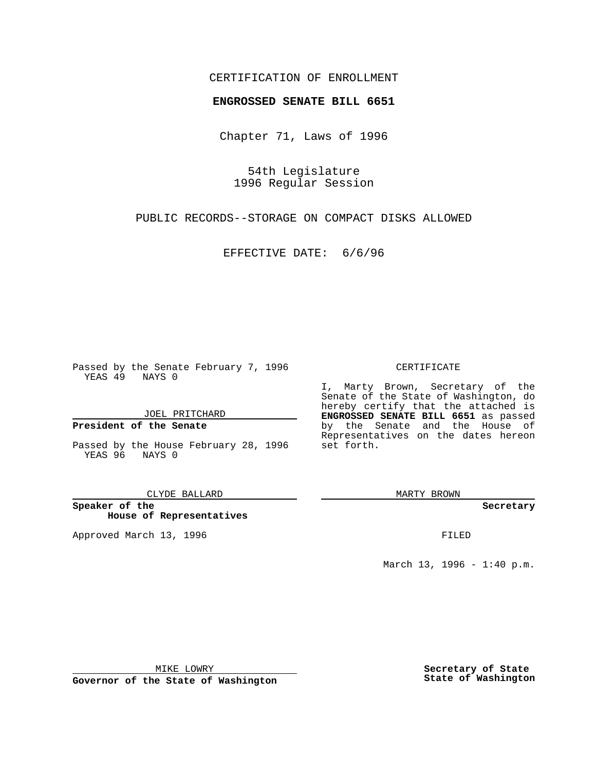CERTIFICATION OF ENROLLMENT

**ENGROSSED SENATE BILL 6651**

Chapter 71, Laws of 1996

54th Legislature
1996 Regular Session

PUBLIC RECORDS--STORAGE ON COMPACT DISKS ALLOWED

EFFECTIVE DATE: 6/6/96

Passed by the Senate February 7, 1996
YEAS 49 NAYS 0

JOEL PRITCHARD

**President of the Senate**

Passed by the House February 28, 1996
YEAS 96 NAYS 0

CLYDE BALLARD

**Speaker of the House of Representatives**

Approved March 13, 1996

MIKE LOWRY

**Governor of the State of Washington**

CERTIFICATE

I, Marty Brown, Secretary of the Senate of the State of Washington, do hereby certify that the attached is **ENGROSSED SENATE BILL 6651** as passed by the Senate and the House of Representatives on the dates hereon set forth.

MARTY BROWN

**Secretary**

FILED

March 13, 1996 - 1:40 p.m.

**Secretary of State**
**State of Washington**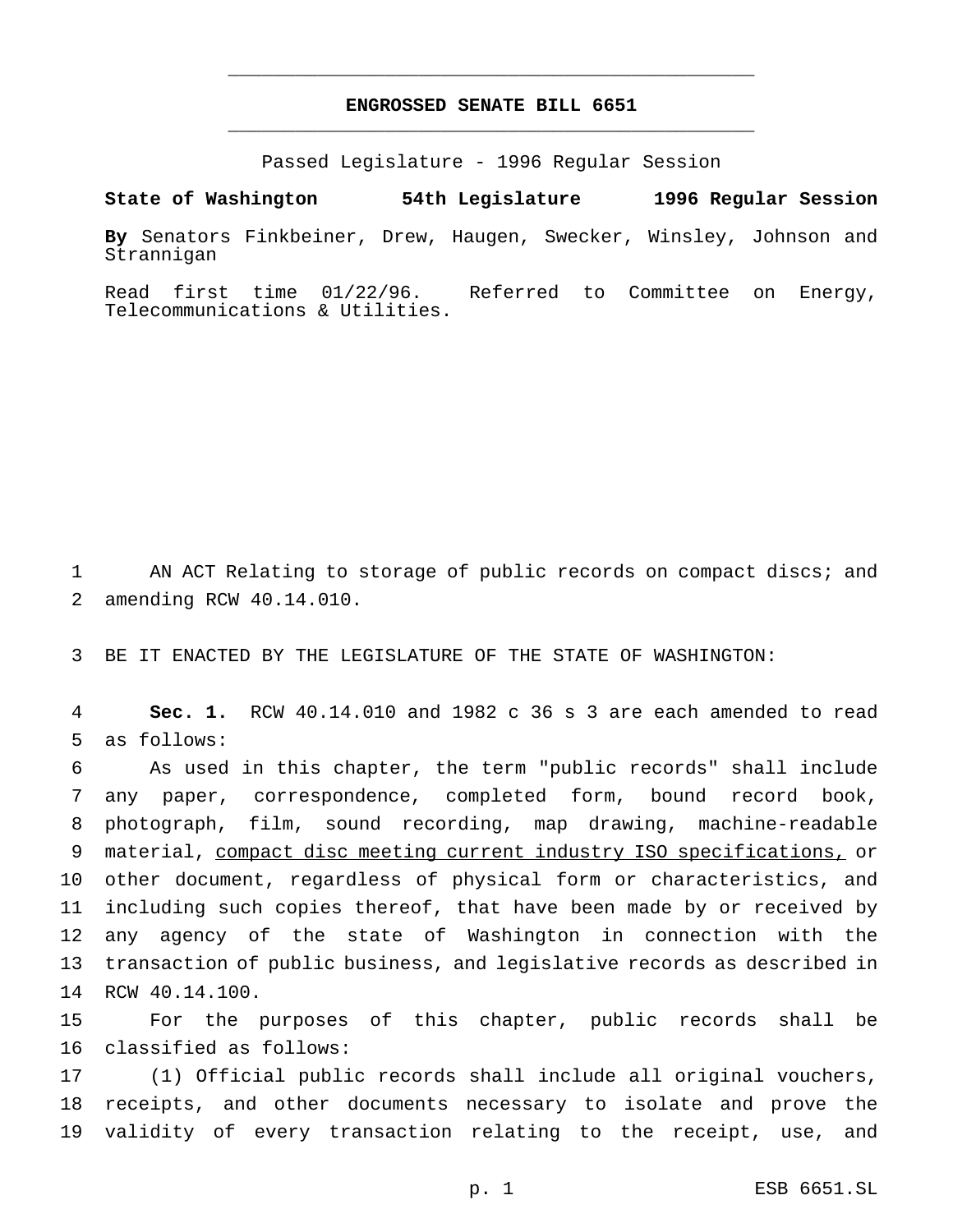# ENGROSSED SENATE BILL 6651

Passed Legislature - 1996 Regular Session

**State of Washington 54th Legislature 1996 Regular Session**

**By** Senators Finkbeiner, Drew, Haugen, Swecker, Winsley, Johnson and Strannigan

Read first time 01/22/96. Referred to Committee on Energy, Telecommunications & Utilities.

AN ACT Relating to storage of public records on compact discs; and amending RCW 40.14.010.

BE IT ENACTED BY THE LEGISLATURE OF THE STATE OF WASHINGTON:

**Sec. 1.** RCW 40.14.010 and 1982 c 36 s 3 are each amended to read as follows:

As used in this chapter, the term "public records" shall include any paper, correspondence, completed form, bound record book, photograph, film, sound recording, map drawing, machine-readable material, <u>compact disc meeting current industry ISO specifications,</u> or other document, regardless of physical form or characteristics, and including such copies thereof, that have been made by or received by any agency of the state of Washington in connection with the transaction of public business, and legislative records as described in RCW 40.14.100.

For the purposes of this chapter, public records shall be classified as follows:

(1) Official public records shall include all original vouchers, receipts, and other documents necessary to isolate and prove the validity of every transaction relating to the receipt, use, and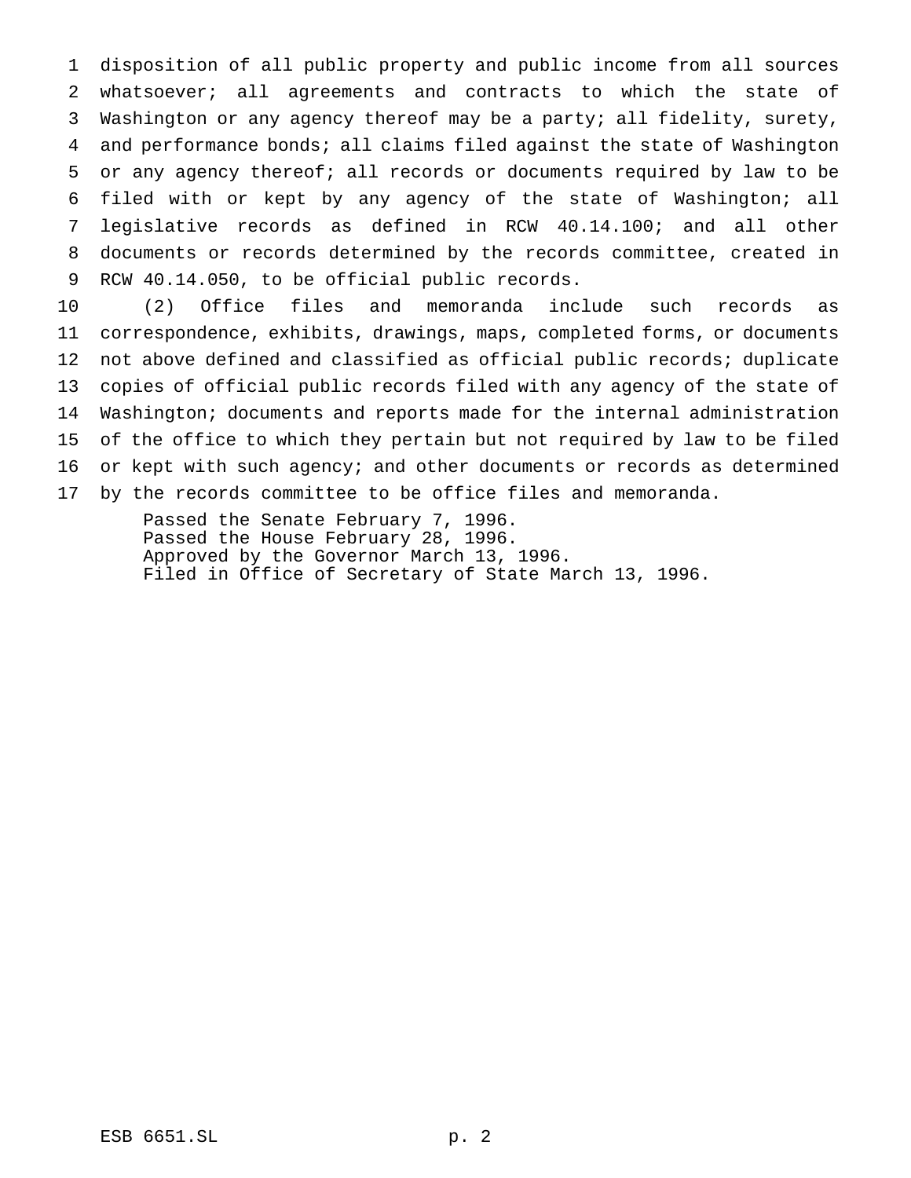disposition of all public property and public income from all sources whatsoever; all agreements and contracts to which the state of Washington or any agency thereof may be a party; all fidelity, surety, and performance bonds; all claims filed against the state of Washington or any agency thereof; all records or documents required by law to be filed with or kept by any agency of the state of Washington; all legislative records as defined in RCW 40.14.100; and all other documents or records determined by the records committee, created in RCW 40.14.050, to be official public records.

(2) Office files and memoranda include such records as correspondence, exhibits, drawings, maps, completed forms, or documents not above defined and classified as official public records; duplicate copies of official public records filed with any agency of the state of Washington; documents and reports made for the internal administration of the office to which they pertain but not required by law to be filed or kept with such agency; and other documents or records as determined by the records committee to be office files and memoranda.

Passed the Senate February 7, 1996.
Passed the House February 28, 1996.
Approved by the Governor March 13, 1996.
Filed in Office of Secretary of State March 13, 1996.